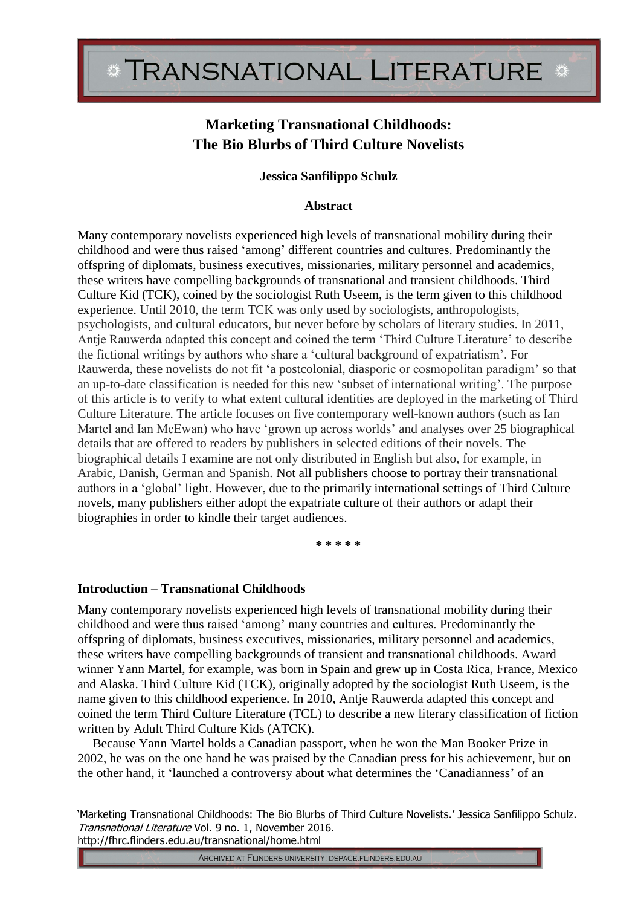# Transnational Literature

## Marketing Transnational Childhoods: The Bio Blurbs of Third Culture Novelists

**Jessica Sanfilippo Schulz**

**Abstract**

Many contemporary novelists experienced high levels of transnational mobility during their childhood and were thus raised 'among' different countries and cultures. Predominantly the offspring of diplomats, business executives, missionaries, military personnel and academics, these writers have compelling backgrounds of transnational and transient childhoods. Third Culture Kid (TCK), coined by the sociologist Ruth Useem, is the term given to this childhood experience. Until 2010, the term TCK was only used by sociologists, anthropologists, psychologists, and cultural educators, but never before by scholars of literary studies. In 2011, Antje Rauwerda adapted this concept and coined the term 'Third Culture Literature' to describe the fictional writings by authors who share a 'cultural background of expatriatism'. For Rauwerda, these novelists do not fit 'a postcolonial, diasporic or cosmopolitan paradigm' so that an up-to-date classification is needed for this new 'subset of international writing'. The purpose of this article is to verify to what extent cultural identities are deployed in the marketing of Third Culture Literature. The article focuses on five contemporary well-known authors (such as Ian Martel and Ian McEwan) who have 'grown up across worlds' and analyses over 25 biographical details that are offered to readers by publishers in selected editions of their novels. The biographical details I examine are not only distributed in English but also, for example, in Arabic, Danish, German and Spanish. Not all publishers choose to portray their transnational authors in a 'global' light. However, due to the primarily international settings of Third Culture novels, many publishers either adopt the expatriate culture of their authors or adapt their biographies in order to kindle their target audiences.

\* \* \* \* \*

### Introduction – Transnational Childhoods

Many contemporary novelists experienced high levels of transnational mobility during their childhood and were thus raised 'among' many countries and cultures. Predominantly the offspring of diplomats, business executives, missionaries, military personnel and academics, these writers have compelling backgrounds of transient and transnational childhoods. Award winner Yann Martel, for example, was born in Spain and grew up in Costa Rica, France, Mexico and Alaska. Third Culture Kid (TCK), originally adopted by the sociologist Ruth Useem, is the name given to this childhood experience. In 2010, Antje Rauwerda adapted this concept and coined the term Third Culture Literature (TCL) to describe a new literary classification of fiction written by Adult Third Culture Kids (ATCK).

Because Yann Martel holds a Canadian passport, when he won the Man Booker Prize in 2002, he was on the one hand he was praised by the Canadian press for his achievement, but on the other hand, it 'launched a controversy about what determines the 'Canadianness' of an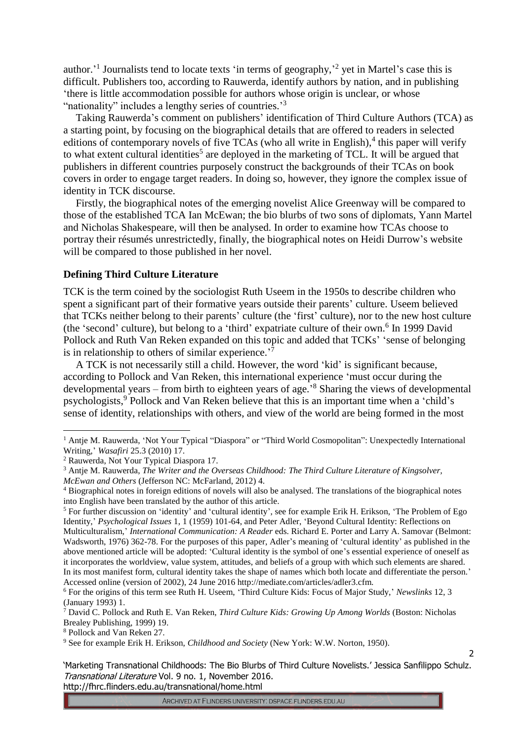author.'[1] Journalists tend to locate texts 'in terms of geography,'[2] yet in Martel's case this is difficult. Publishers too, according to Rauwerda, identify authors by nation, and in publishing 'there is little accommodation possible for authors whose origin is unclear, or whose "nationality" includes a lengthy series of countries.'[3]

Taking Rauwerda's comment on publishers' identification of Third Culture Authors (TCA) as a starting point, by focusing on the biographical details that are offered to readers in selected editions of contemporary novels of five TCAs (who all write in English),[4] this paper will verify to what extent cultural identities[5] are deployed in the marketing of TCL. It will be argued that publishers in different countries purposely construct the backgrounds of their TCAs on book covers in order to engage target readers. In doing so, however, they ignore the complex issue of identity in TCK discourse.

Firstly, the biographical notes of the emerging novelist Alice Greenway will be compared to those of the established TCA Ian McEwan; the bio blurbs of two sons of diplomats, Yann Martel and Nicholas Shakespeare, will then be analysed. In order to examine how TCAs choose to portray their résumés unrestrictedly, finally, the biographical notes on Heidi Durrow's website will be compared to those published in her novel.

**Defining Third Culture Literature**

TCK is the term coined by the sociologist Ruth Useem in the 1950s to describe children who spent a significant part of their formative years outside their parents' culture. Useem believed that TCKs neither belong to their parents' culture (the 'first' culture), nor to the new host culture (the 'second' culture), but belong to a 'third' expatriate culture of their own.[6] In 1999 David Pollock and Ruth Van Reken expanded on this topic and added that TCKs' 'sense of belonging is in relationship to others of similar experience.'[7]

A TCK is not necessarily still a child. However, the word 'kid' is significant because, according to Pollock and Van Reken, this international experience 'must occur during the developmental years – from birth to eighteen years of age.'[8] Sharing the views of developmental psychologists,[9] Pollock and Van Reken believe that this is an important time when a 'child's sense of identity, relationships with others, and view of the world are being formed in the most

---

[1] Antje M. Rauwerda, 'Not Your Typical "Diaspora" or "Third World Cosmopolitan": Unexpectedly International Writing,' *Wasafiri* 25.3 (2010) 17.

[2] Rauwerda, Not Your Typical Diaspora 17.

[3] Antje M. Rauwerda, *The Writer and the Overseas Childhood: The Third Culture Literature of Kingsolver, McEwan and Others* (Jefferson NC: McFarland, 2012) 4.

[4] Biographical notes in foreign editions of novels will also be analysed. The translations of the biographical notes into English have been translated by the author of this article.

[5] For further discussion on 'identity' and 'cultural identity', see for example Erik H. Erikson, 'The Problem of Ego Identity,' *Psychological Issues* 1, 1 (1959) 101-64, and Peter Adler, 'Beyond Cultural Identity: Reflections on Multiculturalism,' *International Communication: A Reader* eds. Richard E. Porter and Larry A. Samovar (Belmont: Wadsworth, 1976) 362-78. For the purposes of this paper, Adler's meaning of 'cultural identity' as published in the above mentioned article will be adopted: 'Cultural identity is the symbol of one's essential experience of oneself as it incorporates the worldview, value system, attitudes, and beliefs of a group with which such elements are shared. In its most manifest form, cultural identity takes the shape of names which both locate and differentiate the person.' Accessed online (version of 2002), 24 June 2016 http://mediate.com/articles/adler3.cfm.

[6] For the origins of this term see Ruth H. Useem, 'Third Culture Kids: Focus of Major Study,' *Newslinks* 12, 3 (January 1993) 1.

[7] David C. Pollock and Ruth E. Van Reken, *Third Culture Kids: Growing Up Among Worlds* (Boston: Nicholas Brealey Publishing, 1999) 19.

[8] Pollock and Van Reken 27.

[9] See for example Erik H. Erikson, *Childhood and Society* (New York: W.W. Norton, 1950).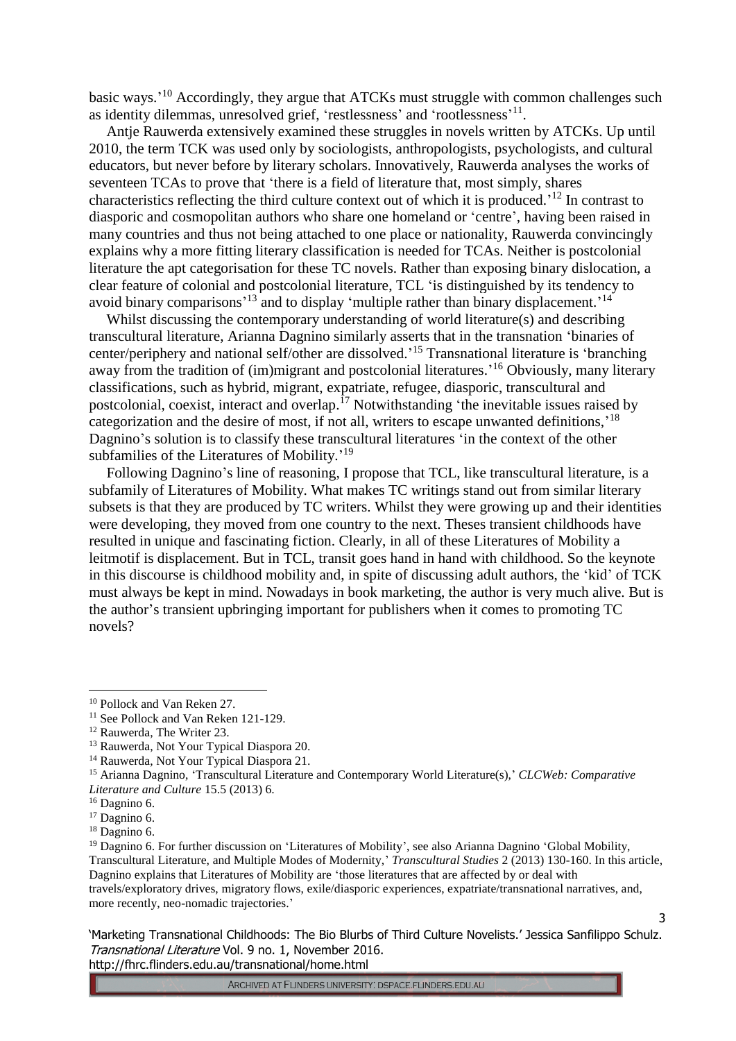basic ways.'[10] Accordingly, they argue that ATCKs must struggle with common challenges such as identity dilemmas, unresolved grief, 'restlessness' and 'rootlessness'[11].

Antje Rauwerda extensively examined these struggles in novels written by ATCKs. Up until 2010, the term TCK was used only by sociologists, anthropologists, psychologists, and cultural educators, but never before by literary scholars. Innovatively, Rauwerda analyses the works of seventeen TCAs to prove that 'there is a field of literature that, most simply, shares characteristics reflecting the third culture context out of which it is produced.'[12] In contrast to diasporic and cosmopolitan authors who share one homeland or 'centre', having been raised in many countries and thus not being attached to one place or nationality, Rauwerda convincingly explains why a more fitting literary classification is needed for TCAs. Neither is postcolonial literature the apt categorisation for these TC novels. Rather than exposing binary dislocation, a clear feature of colonial and postcolonial literature, TCL 'is distinguished by its tendency to avoid binary comparisons'[13] and to display 'multiple rather than binary displacement.'[14]

Whilst discussing the contemporary understanding of world literature(s) and describing transcultural literature, Arianna Dagnino similarly asserts that in the transnation 'binaries of center/periphery and national self/other are dissolved.'[15] Transnational literature is 'branching away from the tradition of (im)migrant and postcolonial literatures.'[16] Obviously, many literary classifications, such as hybrid, migrant, expatriate, refugee, diasporic, transcultural and postcolonial, coexist, interact and overlap.[17] Notwithstanding 'the inevitable issues raised by categorization and the desire of most, if not all, writers to escape unwanted definitions,'[18] Dagnino's solution is to classify these transcultural literatures 'in the context of the other subfamilies of the Literatures of Mobility.'[19]

Following Dagnino's line of reasoning, I propose that TCL, like transcultural literature, is a subfamily of Literatures of Mobility. What makes TC writings stand out from similar literary subsets is that they are produced by TC writers. Whilst they were growing up and their identities were developing, they moved from one country to the next. Theses transient childhoods have resulted in unique and fascinating fiction. Clearly, in all of these Literatures of Mobility a leitmotif is displacement. But in TCL, transit goes hand in hand with childhood. So the keynote in this discourse is childhood mobility and, in spite of discussing adult authors, the 'kid' of TCK must always be kept in mind. Nowadays in book marketing, the author is very much alive. But is the author's transient upbringing important for publishers when it comes to promoting TC novels?

---

[10] Pollock and Van Reken 27.

[11] See Pollock and Van Reken 121-129.

[12] Rauwerda, The Writer 23.

[13] Rauwerda, Not Your Typical Diaspora 20.

[14] Rauwerda, Not Your Typical Diaspora 21.

[15] Arianna Dagnino, 'Transcultural Literature and Contemporary World Literature(s),' *CLCWeb: Comparative Literature and Culture* 15.5 (2013) 6.

[16] Dagnino 6.

[17] Dagnino 6.

[18] Dagnino 6.

[19] Dagnino 6. For further discussion on 'Literatures of Mobility', see also Arianna Dagnino 'Global Mobility, Transcultural Literature, and Multiple Modes of Modernity,' *Transcultural Studies* 2 (2013) 130-160. In this article, Dagnino explains that Literatures of Mobility are 'those literatures that are affected by or deal with travels/exploratory drives, migratory flows, exile/diasporic experiences, expatriate/transnational narratives, and, more recently, neo-nomadic trajectories.'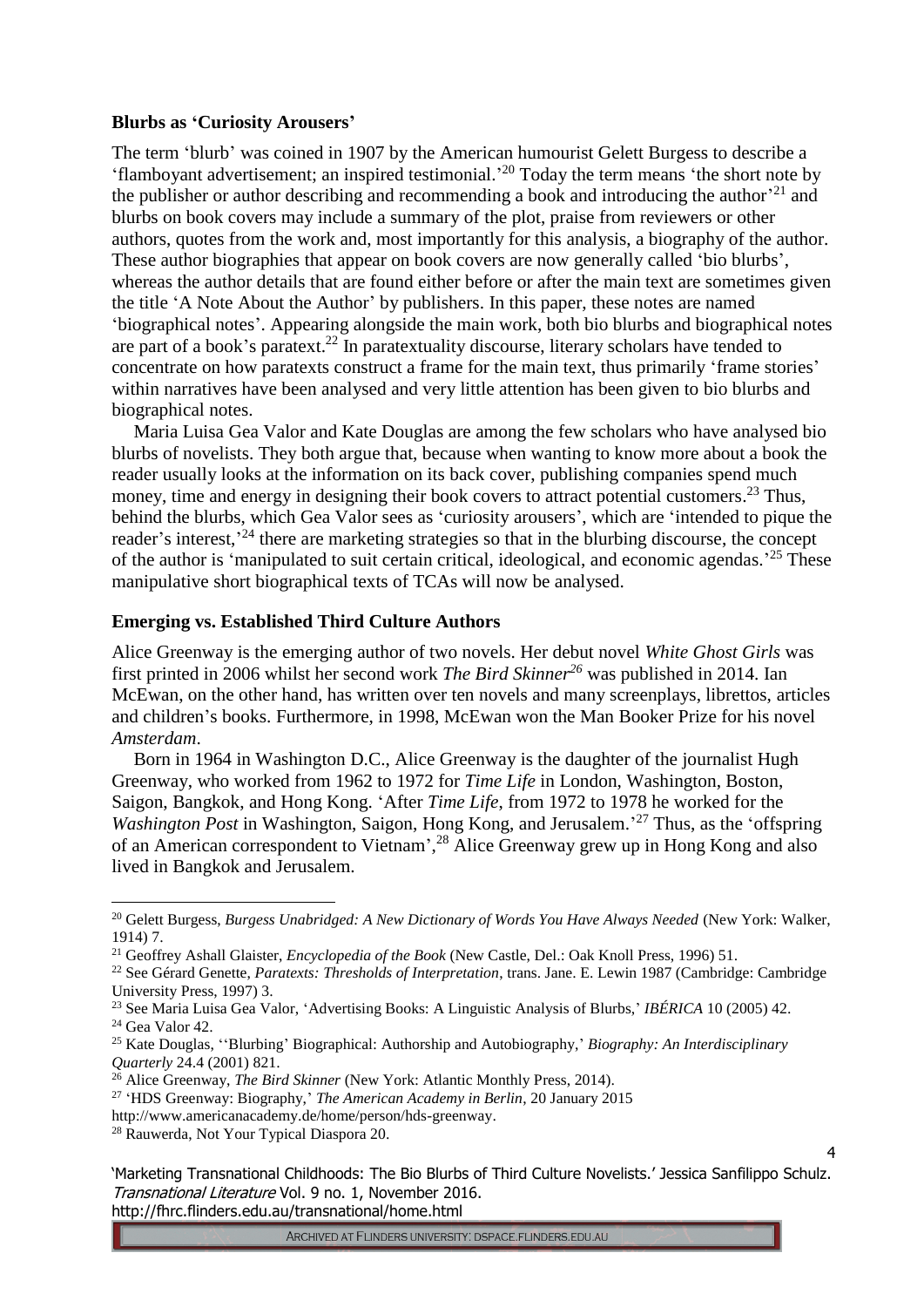### Blurbs as 'Curiosity Arousers'

The term 'blurb' was coined in 1907 by the American humourist Gelett Burgess to describe a 'flamboyant advertisement; an inspired testimonial.'[20] Today the term means 'the short note by the publisher or author describing and recommending a book and introducing the author'[21] and blurbs on book covers may include a summary of the plot, praise from reviewers or other authors, quotes from the work and, most importantly for this analysis, a biography of the author. These author biographies that appear on book covers are now generally called 'bio blurbs', whereas the author details that are found either before or after the main text are sometimes given the title 'A Note About the Author' by publishers. In this paper, these notes are named 'biographical notes'. Appearing alongside the main work, both bio blurbs and biographical notes are part of a book's paratext.[22] In paratextuality discourse, literary scholars have tended to concentrate on how paratexts construct a frame for the main text, thus primarily 'frame stories' within narratives have been analysed and very little attention has been given to bio blurbs and biographical notes.

Maria Luisa Gea Valor and Kate Douglas are among the few scholars who have analysed bio blurbs of novelists. They both argue that, because when wanting to know more about a book the reader usually looks at the information on its back cover, publishing companies spend much money, time and energy in designing their book covers to attract potential customers.[23] Thus, behind the blurbs, which Gea Valor sees as 'curiosity arousers', which are 'intended to pique the reader's interest,'[24] there are marketing strategies so that in the blurbing discourse, the concept of the author is 'manipulated to suit certain critical, ideological, and economic agendas.'[25] These manipulative short biographical texts of TCAs will now be analysed.

### Emerging vs. Established Third Culture Authors

Alice Greenway is the emerging author of two novels. Her debut novel *White Ghost Girls* was first printed in 2006 whilst her second work *The Bird Skinner*[26] was published in 2014. Ian McEwan, on the other hand, has written over ten novels and many screenplays, librettos, articles and children's books. Furthermore, in 1998, McEwan won the Man Booker Prize for his novel *Amsterdam*.

Born in 1964 in Washington D.C., Alice Greenway is the daughter of the journalist Hugh Greenway, who worked from 1962 to 1972 for *Time Life* in London, Washington, Boston, Saigon, Bangkok, and Hong Kong. 'After *Time Life*, from 1972 to 1978 he worked for the *Washington Post* in Washington, Saigon, Hong Kong, and Jerusalem.'[27] Thus, as the 'offspring of an American correspondent to Vietnam',[28] Alice Greenway grew up in Hong Kong and also lived in Bangkok and Jerusalem.

---

[20] Gelett Burgess, *Burgess Unabridged: A New Dictionary of Words You Have Always Needed* (New York: Walker, 1914) 7.

[21] Geoffrey Ashall Glaister, *Encyclopedia of the Book* (New Castle, Del.: Oak Knoll Press, 1996) 51.

[22] See Gérard Genette, *Paratexts: Thresholds of Interpretation*, trans. Jane. E. Lewin 1987 (Cambridge: Cambridge University Press, 1997) 3.

[23] See Maria Luisa Gea Valor, 'Advertising Books: A Linguistic Analysis of Blurbs,' *IBÉRICA* 10 (2005) 42.

[24] Gea Valor 42.

[25] Kate Douglas, ''Blurbing' Biographical: Authorship and Autobiography,' *Biography: An Interdisciplinary Quarterly* 24.4 (2001) 821.

[26] Alice Greenway, *The Bird Skinner* (New York: Atlantic Monthly Press, 2014).

[27] 'HDS Greenway: Biography,' *The American Academy in Berlin*, 20 January 2015 http://www.americanacademy.de/home/person/hds-greenway.

[28] Rauwerda, Not Your Typical Diaspora 20.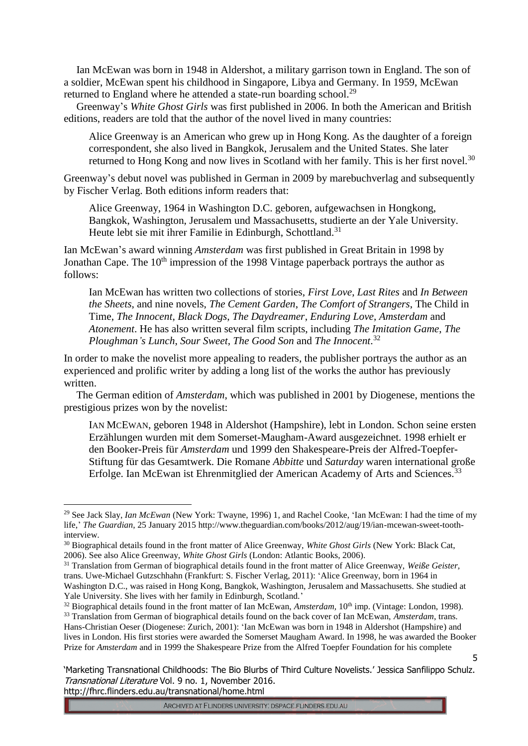Ian McEwan was born in 1948 in Aldershot, a military garrison town in England. The son of a soldier, McEwan spent his childhood in Singapore, Libya and Germany. In 1959, McEwan returned to England where he attended a state-run boarding school.[29]

Greenway's *White Ghost Girls* was first published in 2006. In both the American and British editions, readers are told that the author of the novel lived in many countries:

> Alice Greenway is an American who grew up in Hong Kong. As the daughter of a foreign correspondent, she also lived in Bangkok, Jerusalem and the United States. She later returned to Hong Kong and now lives in Scotland with her family. This is her first novel.[30]

Greenway's debut novel was published in German in 2009 by marebuchverlag and subsequently by Fischer Verlag. Both editions inform readers that:

> Alice Greenway, 1964 in Washington D.C. geboren, aufgewachsen in Hongkong, Bangkok, Washington, Jerusalem und Massachusetts, studierte an der Yale University. Heute lebt sie mit ihrer Familie in Edinburgh, Schottland.[31]

Ian McEwan's award winning *Amsterdam* was first published in Great Britain in 1998 by Jonathan Cape. The 10th impression of the 1998 Vintage paperback portrays the author as follows:

> Ian McEwan has written two collections of stories, *First Love, Last Rites* and *In Between the Sheets*, and nine novels, *The Cement Garden*, *The Comfort of Strangers*, The Child in Time, *The Innocent*, *Black Dogs*, *The Daydreamer*, *Enduring Love*, *Amsterdam* and *Atonement*. He has also written several film scripts, including *The Imitation Game*, *The Ploughman's Lunch*, *Sour Sweet*, *The Good Son* and *The Innocent*.[32]

In order to make the novelist more appealing to readers, the publisher portrays the author as an experienced and prolific writer by adding a long list of the works the author has previously written.

The German edition of *Amsterdam*, which was published in 2001 by Diogenese, mentions the prestigious prizes won by the novelist:

> IAN MCEWAN, geboren 1948 in Aldershot (Hampshire), lebt in London. Schon seine ersten Erzählungen wurden mit dem Somerset-Maugham-Award ausgezeichnet. 1998 erhielt er den Booker-Preis für *Amsterdam* und 1999 den Shakespeare-Preis der Alfred-Toepfer-Stiftung für das Gesamtwerk. Die Romane *Abbitte* und *Saturday* waren international große Erfolge. Ian McEwan ist Ehrenmitglied der American Academy of Arts and Sciences.[33]

---

[29] See Jack Slay, *Ian McEwan* (New York: Twayne, 1996) 1, and Rachel Cooke, 'Ian McEwan: I had the time of my life,' *The Guardian*, 25 January 2015 http://www.theguardian.com/books/2012/aug/19/ian-mcewan-sweet-tooth-interview.

[30] Biographical details found in the front matter of Alice Greenway, *White Ghost Girls* (New York: Black Cat, 2006). See also Alice Greenway, *White Ghost Girls* (London: Atlantic Books, 2006).

[31] Translation from German of biographical details found in the front matter of Alice Greenway, *Weiße Geister*, trans. Uwe-Michael Gutzschhahn (Frankfurt: S. Fischer Verlag, 2011): 'Alice Greenway, born in 1964 in Washington D.C., was raised in Hong Kong, Bangkok, Washington, Jerusalem and Massachusetts. She studied at Yale University. She lives with her family in Edinburgh, Scotland.'

[32] Biographical details found in the front matter of Ian McEwan, *Amsterdam*, 10th imp. (Vintage: London, 1998).

[33] Translation from German of biographical details found on the back cover of Ian McEwan, *Amsterdam*, trans. Hans-Christian Oeser (Diogenese: Zurich, 2001): 'Ian McEwan was born in 1948 in Aldershot (Hampshire) and lives in London. His first stories were awarded the Somerset Maugham Award. In 1998, he was awarded the Booker Prize for *Amsterdam* and in 1999 the Shakespeare Prize from the Alfred Toepfer Foundation for his complete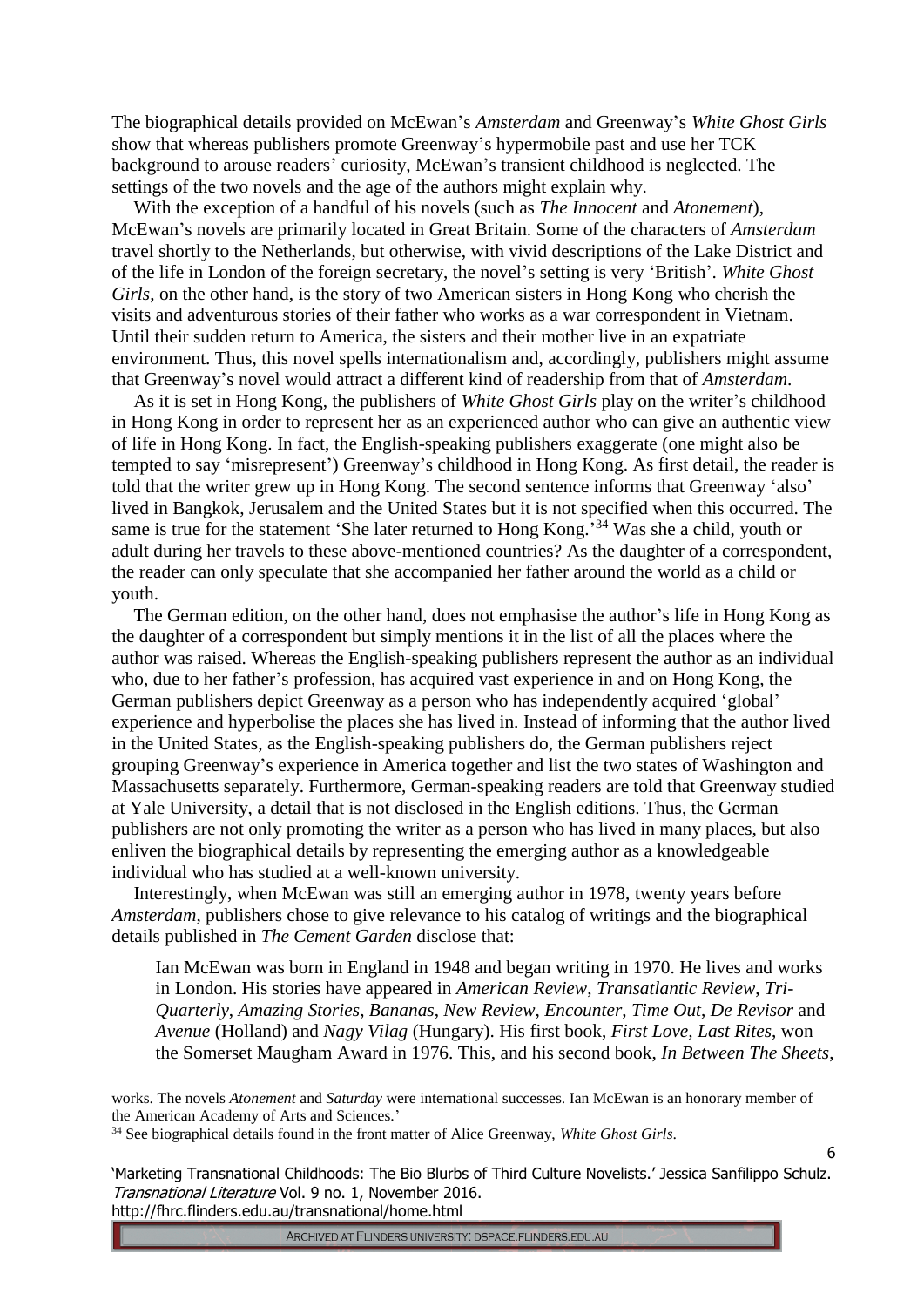The biographical details provided on McEwan's *Amsterdam* and Greenway's *White Ghost Girls* show that whereas publishers promote Greenway's hypermobile past and use her TCK background to arouse readers' curiosity, McEwan's transient childhood is neglected. The settings of the two novels and the age of the authors might explain why.

With the exception of a handful of his novels (such as *The Innocent* and *Atonement*), McEwan's novels are primarily located in Great Britain. Some of the characters of *Amsterdam* travel shortly to the Netherlands, but otherwise, with vivid descriptions of the Lake District and of the life in London of the foreign secretary, the novel's setting is very 'British'. *White Ghost Girls*, on the other hand, is the story of two American sisters in Hong Kong who cherish the visits and adventurous stories of their father who works as a war correspondent in Vietnam. Until their sudden return to America, the sisters and their mother live in an expatriate environment. Thus, this novel spells internationalism and, accordingly, publishers might assume that Greenway's novel would attract a different kind of readership from that of *Amsterdam*.

As it is set in Hong Kong, the publishers of *White Ghost Girls* play on the writer's childhood in Hong Kong in order to represent her as an experienced author who can give an authentic view of life in Hong Kong. In fact, the English-speaking publishers exaggerate (one might also be tempted to say 'misrepresent') Greenway's childhood in Hong Kong. As first detail, the reader is told that the writer grew up in Hong Kong. The second sentence informs that Greenway 'also' lived in Bangkok, Jerusalem and the United States but it is not specified when this occurred. The same is true for the statement 'She later returned to Hong Kong.'[34] Was she a child, youth or adult during her travels to these above-mentioned countries? As the daughter of a correspondent, the reader can only speculate that she accompanied her father around the world as a child or youth.

The German edition, on the other hand, does not emphasise the author's life in Hong Kong as the daughter of a correspondent but simply mentions it in the list of all the places where the author was raised. Whereas the English-speaking publishers represent the author as an individual who, due to her father's profession, has acquired vast experience in and on Hong Kong, the German publishers depict Greenway as a person who has independently acquired 'global' experience and hyperbolise the places she has lived in. Instead of informing that the author lived in the United States, as the English-speaking publishers do, the German publishers reject grouping Greenway's experience in America together and list the two states of Washington and Massachusetts separately. Furthermore, German-speaking readers are told that Greenway studied at Yale University, a detail that is not disclosed in the English editions. Thus, the German publishers are not only promoting the writer as a person who has lived in many places, but also enliven the biographical details by representing the emerging author as a knowledgeable individual who has studied at a well-known university.

Interestingly, when McEwan was still an emerging author in 1978, twenty years before *Amsterdam*, publishers chose to give relevance to his catalog of writings and the biographical details published in *The Cement Garden* disclose that:

> Ian McEwan was born in England in 1948 and began writing in 1970. He lives and works in London. His stories have appeared in *American Review*, *Transatlantic Review*, *Tri-Quarterly*, *Amazing Stories*, *Bananas*, *New Review*, *Encounter*, *Time Out*, *De Revisor* and *Avenue* (Holland) and *Nagy Vilag* (Hungary). His first book, *First Love, Last Rites*, won the Somerset Maugham Award in 1976. This, and his second book, *In Between The Sheets*,

---

works. The novels *Atonement* and *Saturday* were international successes. Ian McEwan is an honorary member of the American Academy of Arts and Sciences.'

[34] See biographical details found in the front matter of Alice Greenway, *White Ghost Girls*.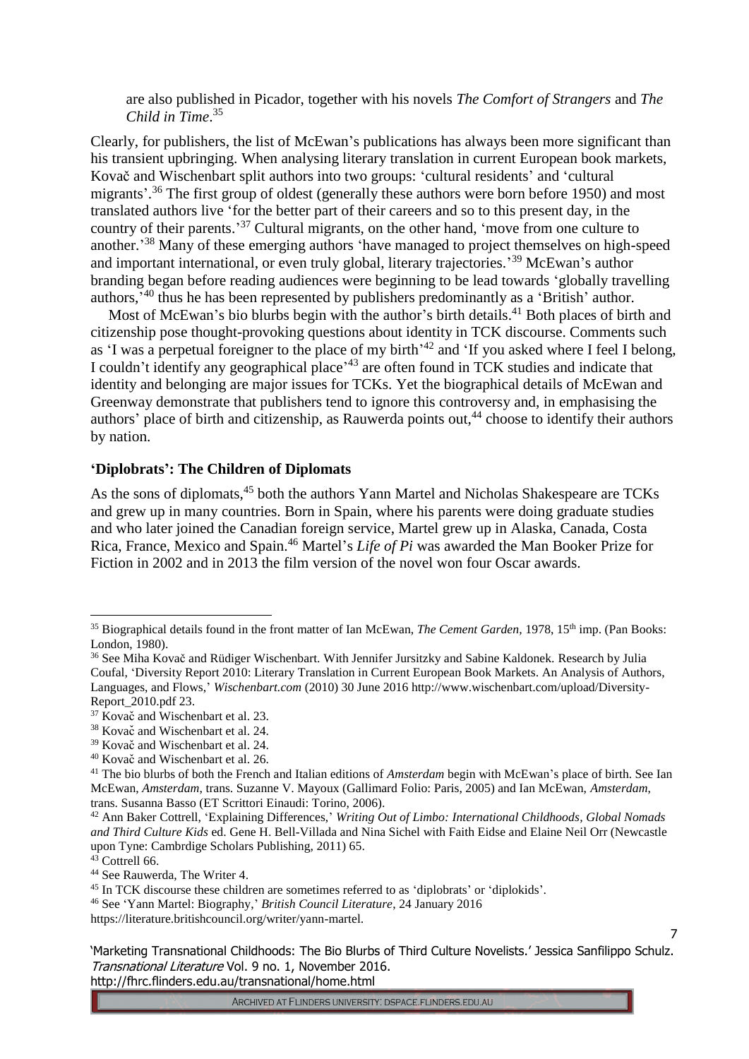are also published in Picador, together with his novels *The Comfort of Strangers* and *The Child in Time*.[35]

Clearly, for publishers, the list of McEwan's publications has always been more significant than his transient upbringing. When analysing literary translation in current European book markets, Kovač and Wischenbart split authors into two groups: 'cultural residents' and 'cultural migrants'.[36] The first group of oldest (generally these authors were born before 1950) and most translated authors live 'for the better part of their careers and so to this present day, in the country of their parents.'[37] Cultural migrants, on the other hand, 'move from one culture to another.'[38] Many of these emerging authors 'have managed to project themselves on high-speed and important international, or even truly global, literary trajectories.'[39] McEwan's author branding began before reading audiences were beginning to be lead towards 'globally travelling authors,'[40] thus he has been represented by publishers predominantly as a 'British' author.

Most of McEwan's bio blurbs begin with the author's birth details.[41] Both places of birth and citizenship pose thought-provoking questions about identity in TCK discourse. Comments such as 'I was a perpetual foreigner to the place of my birth'[42] and 'If you asked where I feel I belong, I couldn't identify any geographical place'[43] are often found in TCK studies and indicate that identity and belonging are major issues for TCKs. Yet the biographical details of McEwan and Greenway demonstrate that publishers tend to ignore this controversy and, in emphasising the authors' place of birth and citizenship, as Rauwerda points out,[44] choose to identify their authors by nation.

## 'Diplobrats': The Children of Diplomats

As the sons of diplomats,[45] both the authors Yann Martel and Nicholas Shakespeare are TCKs and grew up in many countries. Born in Spain, where his parents were doing graduate studies and who later joined the Canadian foreign service, Martel grew up in Alaska, Canada, Costa Rica, France, Mexico and Spain.[46] Martel's *Life of Pi* was awarded the Man Booker Prize for Fiction in 2002 and in 2013 the film version of the novel won four Oscar awards.

---

[35] Biographical details found in the front matter of Ian McEwan, *The Cement Garden*, 1978, 15th imp. (Pan Books: London, 1980).

[36] See Miha Kovač and Rüdiger Wischenbart. With Jennifer Jursitzky and Sabine Kaldonek. Research by Julia Coufal, 'Diversity Report 2010: Literary Translation in Current European Book Markets. An Analysis of Authors, Languages, and Flows,' *Wischenbart.com* (2010) 30 June 2016 http://www.wischenbart.com/upload/Diversity-Report_2010.pdf 23.

[37] Kovač and Wischenbart et al. 23.

[38] Kovač and Wischenbart et al. 24.

[39] Kovač and Wischenbart et al. 24.

[40] Kovač and Wischenbart et al. 26.

[41] The bio blurbs of both the French and Italian editions of *Amsterdam* begin with McEwan's place of birth. See Ian McEwan, *Amsterdam*, trans. Suzanne V. Mayoux (Gallimard Folio: Paris, 2005) and Ian McEwan, *Amsterdam*, trans. Susanna Basso (ET Scrittori Einaudi: Torino, 2006).

[42] Ann Baker Cottrell, 'Explaining Differences,' *Writing Out of Limbo: International Childhoods, Global Nomads and Third Culture Kids* ed. Gene H. Bell-Villada and Nina Sichel with Faith Eidse and Elaine Neil Orr (Newcastle upon Tyne: Cambrdige Scholars Publishing, 2011) 65.

[43] Cottrell 66.

[44] See Rauwerda, The Writer 4.

[45] In TCK discourse these children are sometimes referred to as 'diplobrats' or 'diplokids'.

[46] See 'Yann Martel: Biography,' *British Council Literature*, 24 January 2016 https://literature.britishcouncil.org/writer/yann-martel.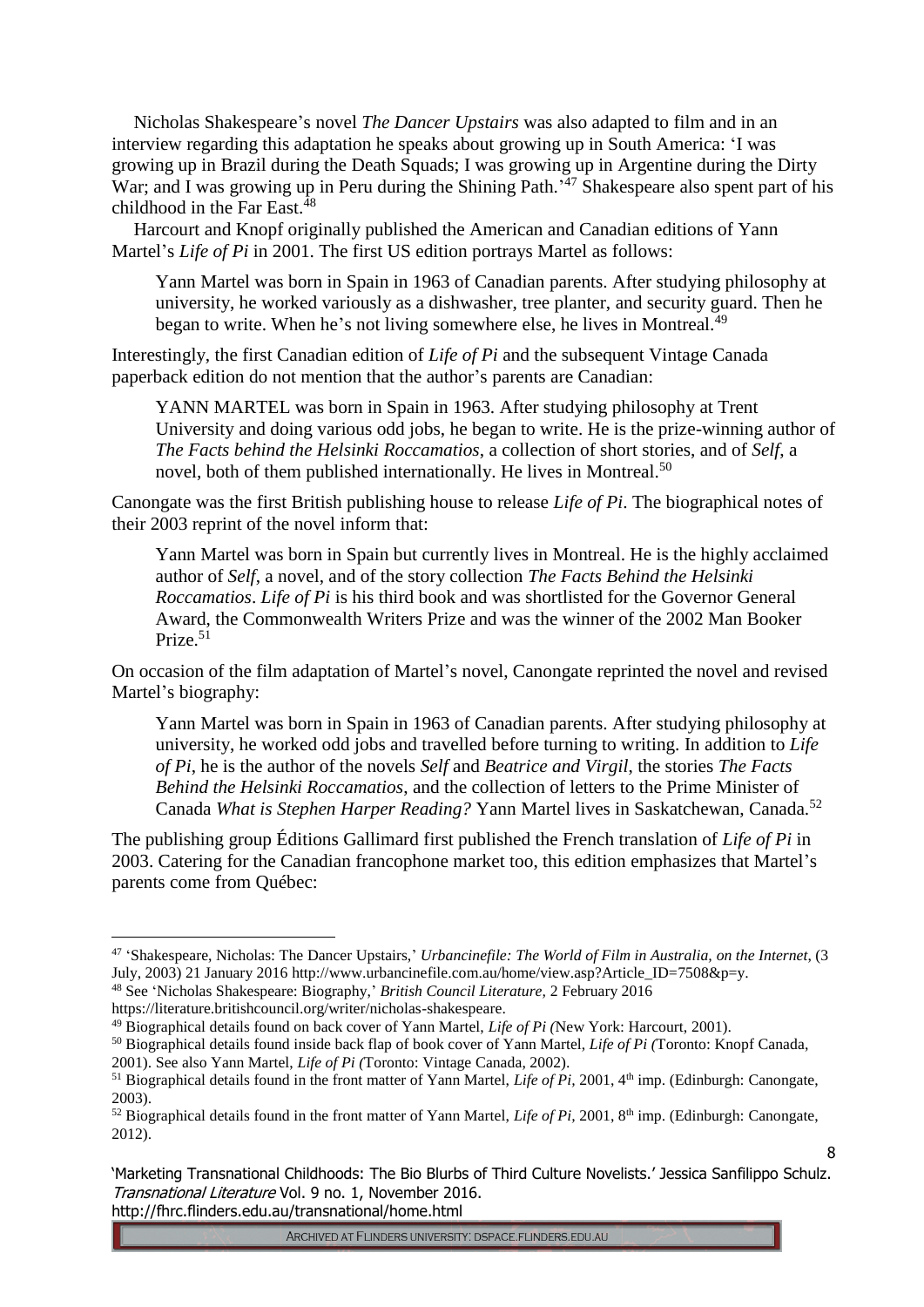Nicholas Shakespeare's novel *The Dancer Upstairs* was also adapted to film and in an interview regarding this adaptation he speaks about growing up in South America: 'I was growing up in Brazil during the Death Squads; I was growing up in Argentine during the Dirty War; and I was growing up in Peru during the Shining Path.'[47] Shakespeare also spent part of his childhood in the Far East.[48]

Harcourt and Knopf originally published the American and Canadian editions of Yann Martel's *Life of Pi* in 2001. The first US edition portrays Martel as follows:

> Yann Martel was born in Spain in 1963 of Canadian parents. After studying philosophy at university, he worked variously as a dishwasher, tree planter, and security guard. Then he began to write. When he's not living somewhere else, he lives in Montreal.[49]

Interestingly, the first Canadian edition of *Life of Pi* and the subsequent Vintage Canada paperback edition do not mention that the author's parents are Canadian:

> YANN MARTEL was born in Spain in 1963. After studying philosophy at Trent University and doing various odd jobs, he began to write. He is the prize-winning author of *The Facts behind the Helsinki Roccamatios*, a collection of short stories, and of *Self*, a novel, both of them published internationally. He lives in Montreal.[50]

Canongate was the first British publishing house to release *Life of Pi*. The biographical notes of their 2003 reprint of the novel inform that:

> Yann Martel was born in Spain but currently lives in Montreal. He is the highly acclaimed author of *Self*, a novel, and of the story collection *The Facts Behind the Helsinki Roccamatios*. *Life of Pi* is his third book and was shortlisted for the Governor General Award, the Commonwealth Writers Prize and was the winner of the 2002 Man Booker Prize.[51]

On occasion of the film adaptation of Martel's novel, Canongate reprinted the novel and revised Martel's biography:

> Yann Martel was born in Spain in 1963 of Canadian parents. After studying philosophy at university, he worked odd jobs and travelled before turning to writing. In addition to *Life of Pi*, he is the author of the novels *Self* and *Beatrice and Virgil*, the stories *The Facts Behind the Helsinki Roccamatios*, and the collection of letters to the Prime Minister of Canada *What is Stephen Harper Reading?* Yann Martel lives in Saskatchewan, Canada.[52]

The publishing group Éditions Gallimard first published the French translation of *Life of Pi* in 2003. Catering for the Canadian francophone market too, this edition emphasizes that Martel's parents come from Québec:

---

[47] 'Shakespeare, Nicholas: The Dancer Upstairs,' *Urbancinefile: The World of Film in Australia, on the Internet*, (3 July, 2003) 21 January 2016 http://www.urbancinefile.com.au/home/view.asp?Article_ID=7508&p=y.

[48] See 'Nicholas Shakespeare: Biography,' *British Council Literature*, 2 February 2016 https://literature.britishcouncil.org/writer/nicholas-shakespeare.

[49] Biographical details found on back cover of Yann Martel, *Life of Pi (*New York: Harcourt, 2001).

[50] Biographical details found inside back flap of book cover of Yann Martel, *Life of Pi (*Toronto: Knopf Canada, 2001). See also Yann Martel, *Life of Pi (*Toronto: Vintage Canada, 2002).

[51] Biographical details found in the front matter of Yann Martel, *Life of Pi*, 2001, 4th imp. (Edinburgh: Canongate, 2003).

[52] Biographical details found in the front matter of Yann Martel, *Life of Pi*, 2001, 8th imp. (Edinburgh: Canongate, 2012).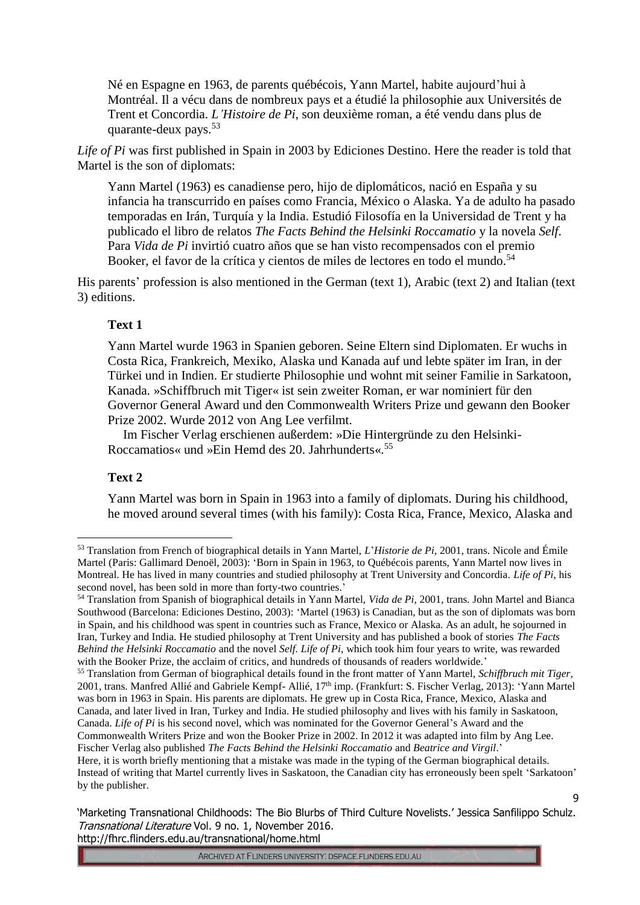> Né en Espagne en 1963, de parents québécois, Yann Martel, habite aujourd'hui à Montréal. Il a vécu dans de nombreux pays et a étudié la philosophie aux Universités de Trent et Concordia. *L'Histoire de Pi*, son deuxième roman, a été vendu dans plus de quarante-deux pays.[53]

*Life of Pi* was first published in Spain in 2003 by Ediciones Destino. Here the reader is told that Martel is the son of diplomats:

> Yann Martel (1963) es canadiense pero, hijo de diplomáticos, nació en España y su infancia ha transcurrido en países como Francia, México o Alaska. Ya de adulto ha pasado temporadas en Irán, Turquía y la India. Estudió Filosofía en la Universidad de Trent y ha publicado el libro de relatos *The Facts Behind the Helsinki Roccamatio* y la novela *Self.* Para *Vida de Pi* invirtió cuatro años que se han visto recompensados con el premio Booker, el favor de la crítica y cientos de miles de lectores en todo el mundo.[54]

His parents' profession is also mentioned in the German (text 1), Arabic (text 2) and Italian (text 3) editions.

> **Text 1**
>
> Yann Martel wurde 1963 in Spanien geboren. Seine Eltern sind Diplomaten. Er wuchs in Costa Rica, Frankreich, Mexiko, Alaska und Kanada auf und lebte später im Iran, in der Türkei und in Indien. Er studierte Philosophie und wohnt mit seiner Familie in Sarkatoon, Kanada. »Schiffbruch mit Tiger« ist sein zweiter Roman, er war nominiert für den Governor General Award und den Commonwealth Writers Prize und gewann den Booker Prize 2002. Wurde 2012 von Ang Lee verfilmt.
>
> Im Fischer Verlag erschienen außerdem: »Die Hintergründe zu den Helsinki-Roccamatios« und »Ein Hemd des 20. Jahrhunderts«.[55]
>
> **Text 2**
>
> Yann Martel was born in Spain in 1963 into a family of diplomats. During his childhood, he moved around several times (with his family): Costa Rica, France, Mexico, Alaska and

---

[53] Translation from French of biographical details in Yann Martel, *L'Historie de Pi,* 2001, trans. Nicole and Émile Martel (Paris: Gallimard Denoël, 2003): 'Born in Spain in 1963, to Québécois parents, Yann Martel now lives in Montreal. He has lived in many countries and studied philosophy at Trent University and Concordia. *Life of Pi*, his second novel, has been sold in more than forty-two countries.'

[54] Translation from Spanish of biographical details in Yann Martel, *Vida de Pi,* 2001, trans. John Martel and Bianca Southwood (Barcelona: Ediciones Destino, 2003): 'Martel (1963) is Canadian, but as the son of diplomats was born in Spain, and his childhood was spent in countries such as France, Mexico or Alaska. As an adult, he sojourned in Iran, Turkey and India. He studied philosophy at Trent University and has published a book of stories *The Facts Behind the Helsinki Roccamatio* and the novel *Self. Life of Pi*, which took him four years to write, was rewarded with the Booker Prize, the acclaim of critics, and hundreds of thousands of readers worldwide.'

[55] Translation from German of biographical details found in the front matter of Yann Martel, *Schiffbruch mit Tiger,* 2001, trans. Manfred Allié and Gabriele Kempf- Allié, 17th imp. (Frankfurt: S. Fischer Verlag, 2013): 'Yann Martel was born in 1963 in Spain. His parents are diplomats. He grew up in Costa Rica, France, Mexico, Alaska and Canada, and later lived in Iran, Turkey and India. He studied philosophy and lives with his family in Saskatoon, Canada. *Life of Pi* is his second novel, which was nominated for the Governor General's Award and the Commonwealth Writers Prize and won the Booker Prize in 2002. In 2012 it was adapted into film by Ang Lee. Fischer Verlag also published *The Facts Behind the Helsinki Roccamatio* and *Beatrice and Virgil*.'
Here, it is worth briefly mentioning that a mistake was made in the typing of the German biographical details. Instead of writing that Martel currently lives in Saskatoon, the Canadian city has erroneously been spelt 'Sarkatoon' by the publisher.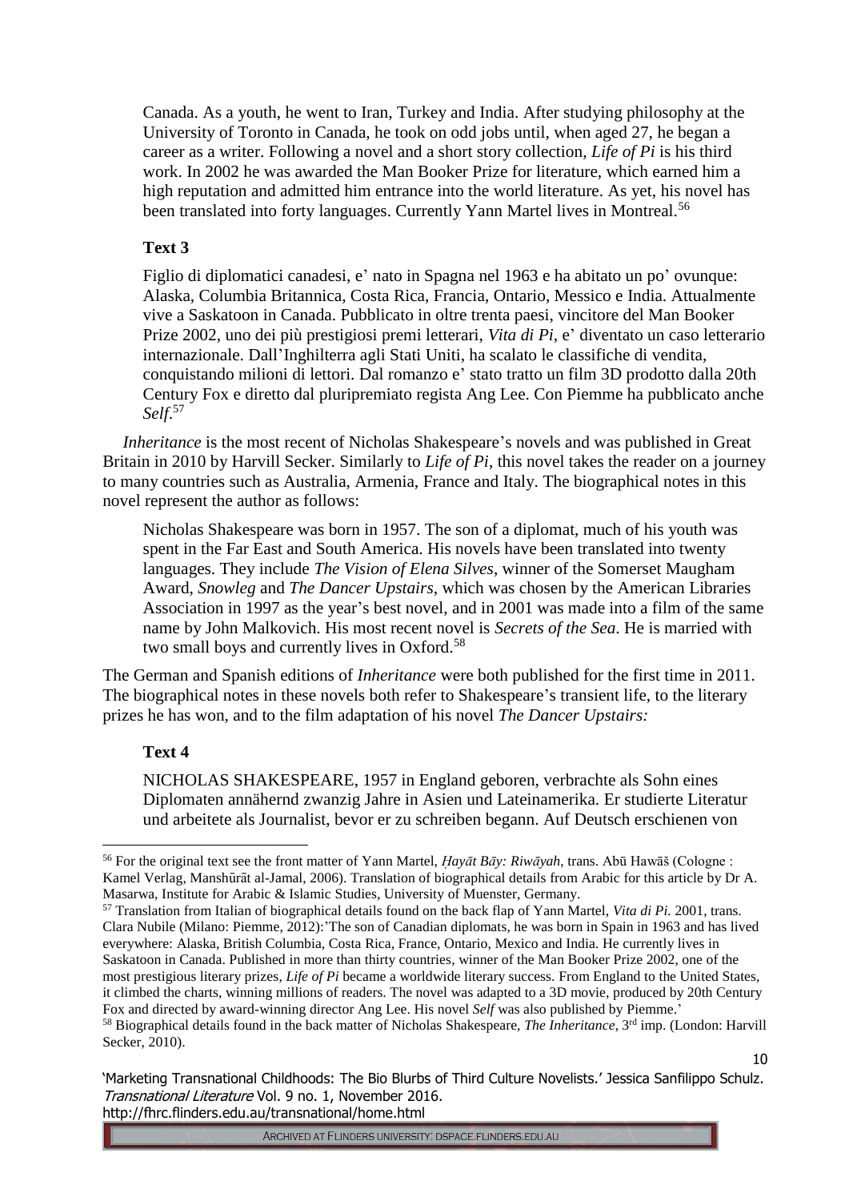Canada. As a youth, he went to Iran, Turkey and India. After studying philosophy at the University of Toronto in Canada, he took on odd jobs until, when aged 27, he began a career as a writer. Following a novel and a short story collection, *Life of Pi* is his third work. In 2002 he was awarded the Man Booker Prize for literature, which earned him a high reputation and admitted him entrance into the world literature. As yet, his novel has been translated into forty languages. Currently Yann Martel lives in Montreal.[56]

### Text 3

Figlio di diplomatici canadesi, e' nato in Spagna nel 1963 e ha abitato un po' ovunque: Alaska, Columbia Britannica, Costa Rica, Francia, Ontario, Messico e India. Attualmente vive a Saskatoon in Canada. Pubblicato in oltre trenta paesi, vincitore del Man Booker Prize 2002, uno dei più prestigiosi premi letterari, *Vita di Pi*, e' diventato un caso letterario internazionale. Dall'Inghilterra agli Stati Uniti, ha scalato le classifiche di vendita, conquistando milioni di lettori. Dal romanzo e' stato tratto un film 3D prodotto dalla 20th Century Fox e diretto dal pluripremiato regista Ang Lee. Con Piemme ha pubblicato anche *Self*.[57]

*Inheritance* is the most recent of Nicholas Shakespeare's novels and was published in Great Britain in 2010 by Harvill Secker. Similarly to *Life of Pi*, this novel takes the reader on a journey to many countries such as Australia, Armenia, France and Italy. The biographical notes in this novel represent the author as follows:

Nicholas Shakespeare was born in 1957. The son of a diplomat, much of his youth was spent in the Far East and South America. His novels have been translated into twenty languages. They include *The Vision of Elena Silves*, winner of the Somerset Maugham Award, *Snowleg* and *The Dancer Upstairs*, which was chosen by the American Libraries Association in 1997 as the year's best novel, and in 2001 was made into a film of the same name by John Malkovich. His most recent novel is *Secrets of the Sea*. He is married with two small boys and currently lives in Oxford.[58]

The German and Spanish editions of *Inheritance* were both published for the first time in 2011. The biographical notes in these novels both refer to Shakespeare's transient life, to the literary prizes he has won, and to the film adaptation of his novel *The Dancer Upstairs:*

### Text 4

NICHOLAS SHAKESPEARE, 1957 in England geboren, verbrachte als Sohn eines Diplomaten annähernd zwanzig Jahre in Asien und Lateinamerika. Er studierte Literatur und arbeitete als Journalist, bevor er zu schreiben begann. Auf Deutsch erschienen von

---

[56] For the original text see the front matter of Yann Martel, *Ḥayāt Bāy: Riwāyah*, trans. Abū Hawāš (Cologne : Kamel Verlag, Manshūrāt al-Jamal, 2006). Translation of biographical details from Arabic for this article by Dr A. Masarwa, Institute for Arabic & Islamic Studies, University of Muenster, Germany.

[57] Translation from Italian of biographical details found on the back flap of Yann Martel, *Vita di Pi.* 2001, trans. Clara Nubile (Milano: Piemme, 2012):'The son of Canadian diplomats, he was born in Spain in 1963 and has lived everywhere: Alaska, British Columbia, Costa Rica, France, Ontario, Mexico and India. He currently lives in Saskatoon in Canada. Published in more than thirty countries, winner of the Man Booker Prize 2002, one of the most prestigious literary prizes, *Life of Pi* became a worldwide literary success. From England to the United States, it climbed the charts, winning millions of readers. The novel was adapted to a 3D movie, produced by 20th Century Fox and directed by award-winning director Ang Lee. His novel *Self* was also published by Piemme.'

[58] Biographical details found in the back matter of Nicholas Shakespeare, *The Inheritance*, 3rd imp. (London: Harvill Secker, 2010).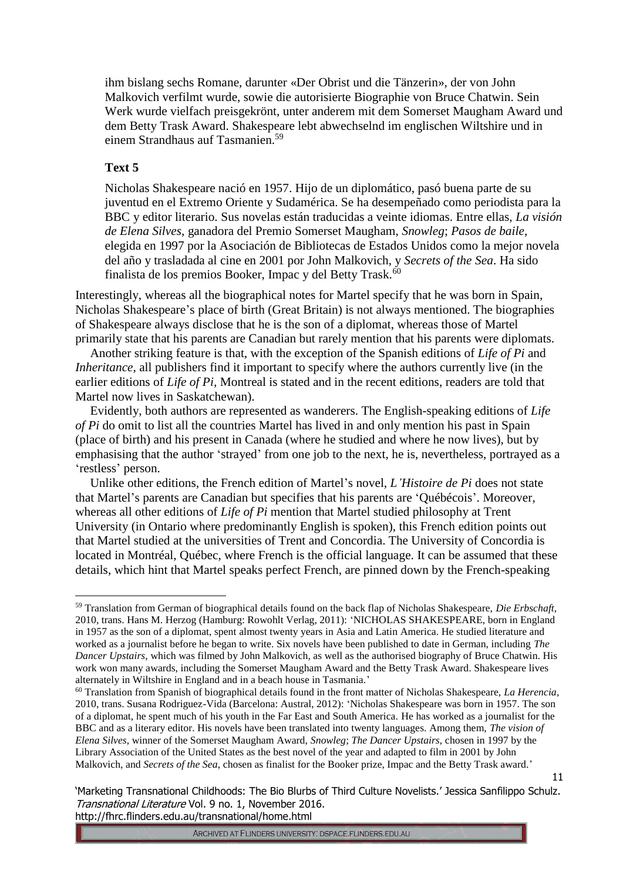> ihm bislang sechs Romane, darunter «Der Obrist und die Tänzerin», der von John Malkovich verfilmt wurde, sowie die autorisierte Biographie von Bruce Chatwin. Sein Werk wurde vielfach preisgekrönt, unter anderem mit dem Somerset Maugham Award und dem Betty Trask Award. Shakespeare lebt abwechselnd im englischen Wiltshire und in einem Strandhaus auf Tasmanien.[59]

**Text 5**

> Nicholas Shakespeare nació en 1957. Hijo de un diplomático, pasó buena parte de su juventud en el Extremo Oriente y Sudamérica. Se ha desempeñado como periodista para la BBC y editor literario. Sus novelas están traducidas a veinte idiomas. Entre ellas, *La visión de Elena Silves*, ganadora del Premio Somerset Maugham, *Snowleg*; *Pasos de baile*, elegida en 1997 por la Asociación de Bibliotecas de Estados Unidos como la mejor novela del año y trasladada al cine en 2001 por John Malkovich, y *Secrets of the Sea*. Ha sido finalista de los premios Booker, Impac y del Betty Trask.[60]

Interestingly, whereas all the biographical notes for Martel specify that he was born in Spain, Nicholas Shakespeare's place of birth (Great Britain) is not always mentioned. The biographies of Shakespeare always disclose that he is the son of a diplomat, whereas those of Martel primarily state that his parents are Canadian but rarely mention that his parents were diplomats.

Another striking feature is that, with the exception of the Spanish editions of *Life of Pi* and *Inheritance*, all publishers find it important to specify where the authors currently live (in the earlier editions of *Life of Pi*, Montreal is stated and in the recent editions, readers are told that Martel now lives in Saskatchewan).

Evidently, both authors are represented as wanderers. The English-speaking editions of *Life of Pi* do omit to list all the countries Martel has lived in and only mention his past in Spain (place of birth) and his present in Canada (where he studied and where he now lives), but by emphasising that the author 'strayed' from one job to the next, he is, nevertheless, portrayed as a 'restless' person.

Unlike other editions, the French edition of Martel's novel, *L'Histoire de Pi* does not state that Martel's parents are Canadian but specifies that his parents are 'Québécois'. Moreover, whereas all other editions of *Life of Pi* mention that Martel studied philosophy at Trent University (in Ontario where predominantly English is spoken), this French edition points out that Martel studied at the universities of Trent and Concordia. The University of Concordia is located in Montréal, Québec, where French is the official language. It can be assumed that these details, which hint that Martel speaks perfect French, are pinned down by the French-speaking

---

[59] Translation from German of biographical details found on the back flap of Nicholas Shakespeare, *Die Erbschaft*, 2010, trans. Hans M. Herzog (Hamburg: Rowohlt Verlag, 2011): 'NICHOLAS SHAKESPEARE, born in England in 1957 as the son of a diplomat, spent almost twenty years in Asia and Latin America. He studied literature and worked as a journalist before he began to write. Six novels have been published to date in German, including *The Dancer Upstairs*, which was filmed by John Malkovich, as well as the authorised biography of Bruce Chatwin. His work won many awards, including the Somerset Maugham Award and the Betty Trask Award. Shakespeare lives alternately in Wiltshire in England and in a beach house in Tasmania.'

[60] Translation from Spanish of biographical details found in the front matter of Nicholas Shakespeare, *La Herencia*, 2010, trans. Susana Rodriguez-Vida (Barcelona: Austral, 2012): 'Nicholas Shakespeare was born in 1957. The son of a diplomat, he spent much of his youth in the Far East and South America. He has worked as a journalist for the BBC and as a literary editor. His novels have been translated into twenty languages. Among them, *The vision of Elena Silves*, winner of the Somerset Maugham Award, *Snowleg*; *The Dancer Upstairs*, chosen in 1997 by the Library Association of the United States as the best novel of the year and adapted to film in 2001 by John Malkovich, and *Secrets of the Sea*, chosen as finalist for the Booker prize, Impac and the Betty Trask award.'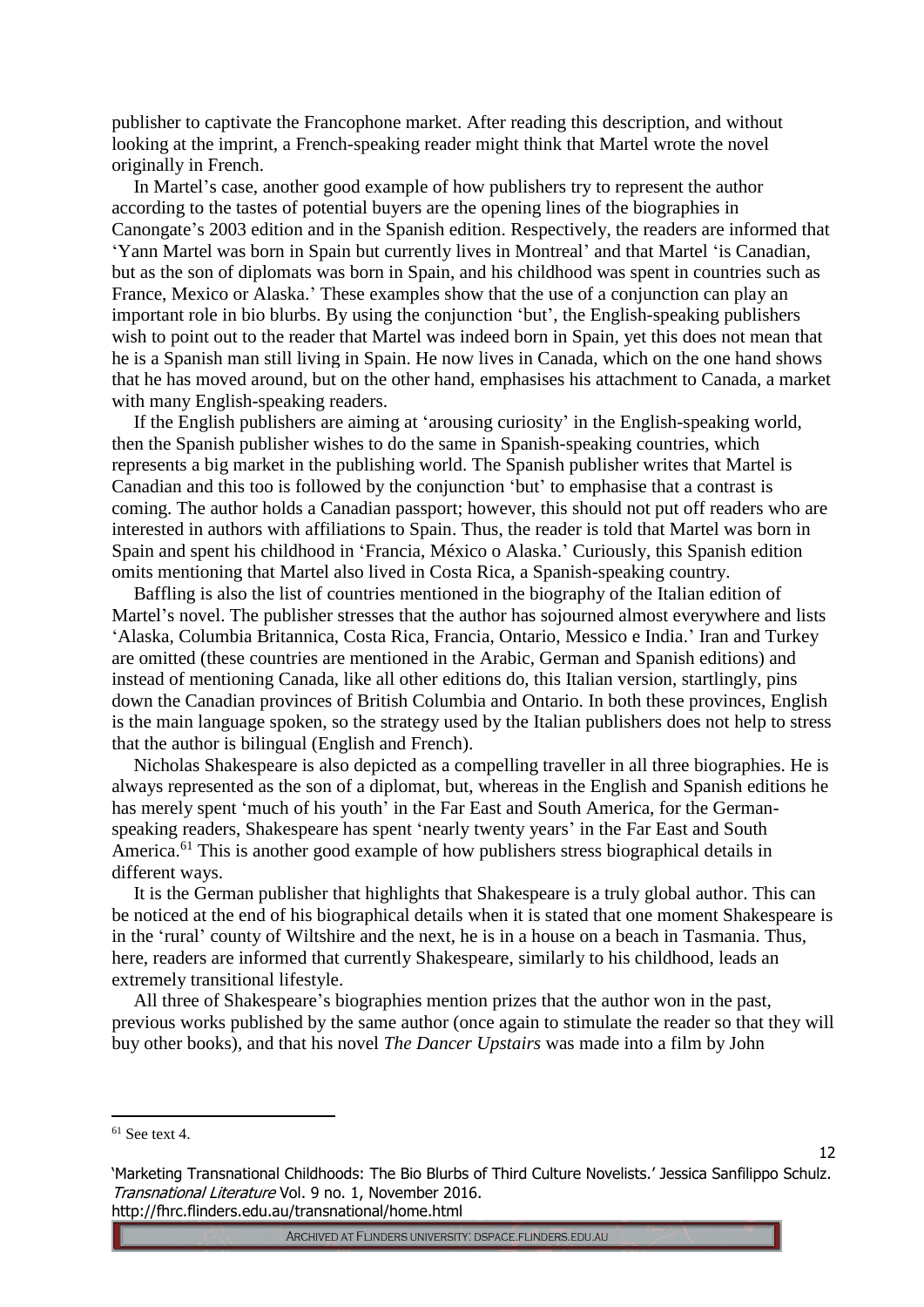publisher to captivate the Francophone market. After reading this description, and without looking at the imprint, a French-speaking reader might think that Martel wrote the novel originally in French.

In Martel's case, another good example of how publishers try to represent the author according to the tastes of potential buyers are the opening lines of the biographies in Canongate's 2003 edition and in the Spanish edition. Respectively, the readers are informed that 'Yann Martel was born in Spain but currently lives in Montreal' and that Martel 'is Canadian, but as the son of diplomats was born in Spain, and his childhood was spent in countries such as France, Mexico or Alaska.' These examples show that the use of a conjunction can play an important role in bio blurbs. By using the conjunction 'but', the English-speaking publishers wish to point out to the reader that Martel was indeed born in Spain, yet this does not mean that he is a Spanish man still living in Spain. He now lives in Canada, which on the one hand shows that he has moved around, but on the other hand, emphasises his attachment to Canada, a market with many English-speaking readers.

If the English publishers are aiming at 'arousing curiosity' in the English-speaking world, then the Spanish publisher wishes to do the same in Spanish-speaking countries, which represents a big market in the publishing world. The Spanish publisher writes that Martel is Canadian and this too is followed by the conjunction 'but' to emphasise that a contrast is coming. The author holds a Canadian passport; however, this should not put off readers who are interested in authors with affiliations to Spain. Thus, the reader is told that Martel was born in Spain and spent his childhood in 'Francia, México o Alaska.' Curiously, this Spanish edition omits mentioning that Martel also lived in Costa Rica, a Spanish-speaking country.

Baffling is also the list of countries mentioned in the biography of the Italian edition of Martel's novel. The publisher stresses that the author has sojourned almost everywhere and lists 'Alaska, Columbia Britannica, Costa Rica, Francia, Ontario, Messico e India.' Iran and Turkey are omitted (these countries are mentioned in the Arabic, German and Spanish editions) and instead of mentioning Canada, like all other editions do, this Italian version, startlingly, pins down the Canadian provinces of British Columbia and Ontario. In both these provinces, English is the main language spoken, so the strategy used by the Italian publishers does not help to stress that the author is bilingual (English and French).

Nicholas Shakespeare is also depicted as a compelling traveller in all three biographies. He is always represented as the son of a diplomat, but, whereas in the English and Spanish editions he has merely spent 'much of his youth' in the Far East and South America, for the German-speaking readers, Shakespeare has spent 'nearly twenty years' in the Far East and South America.[61] This is another good example of how publishers stress biographical details in different ways.

It is the German publisher that highlights that Shakespeare is a truly global author. This can be noticed at the end of his biographical details when it is stated that one moment Shakespeare is in the 'rural' county of Wiltshire and the next, he is in a house on a beach in Tasmania. Thus, here, readers are informed that currently Shakespeare, similarly to his childhood, leads an extremely transitional lifestyle.

All three of Shakespeare's biographies mention prizes that the author won in the past, previous works published by the same author (once again to stimulate the reader so that they will buy other books), and that his novel *The Dancer Upstairs* was made into a film by John

[61] See text 4.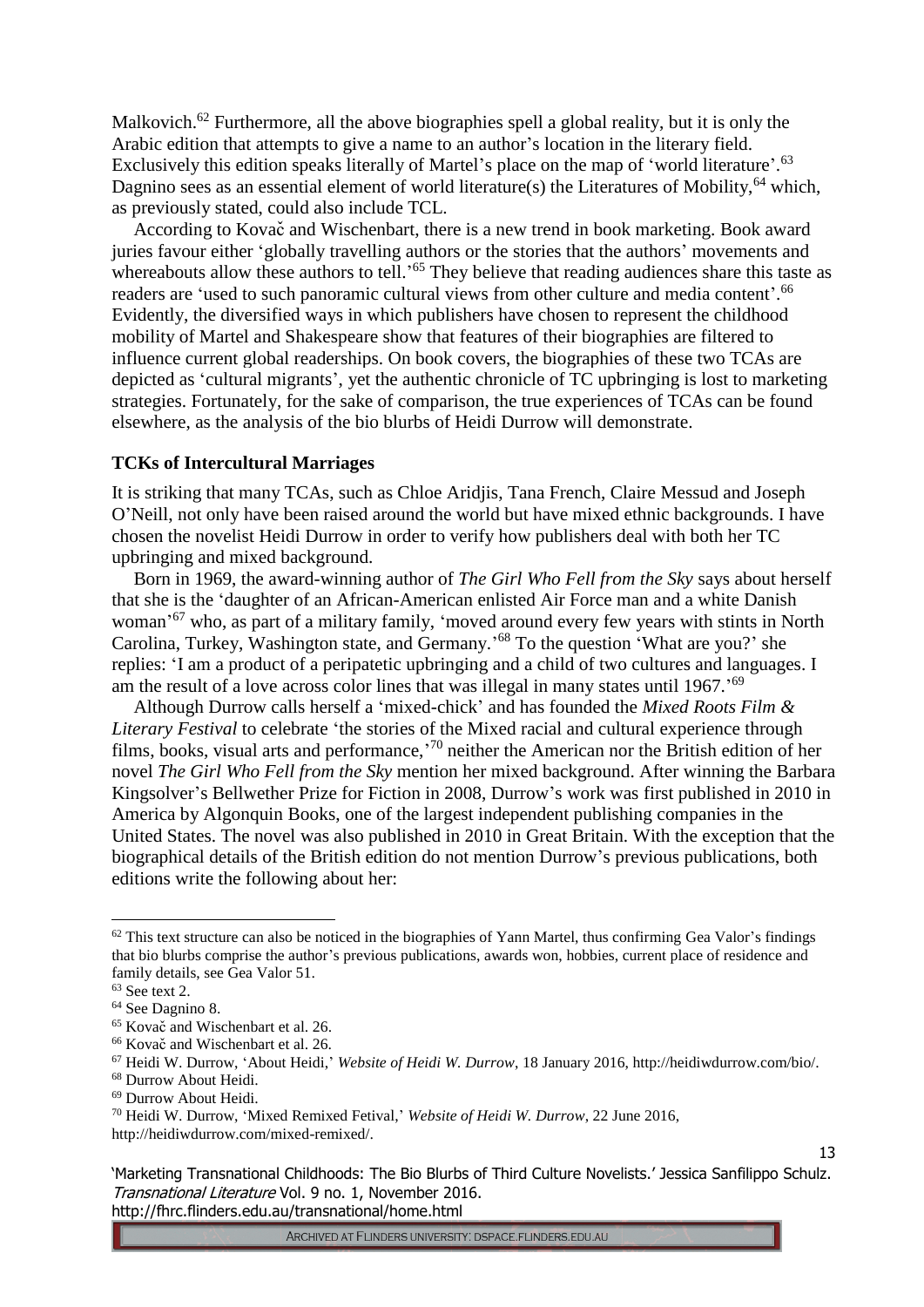Malkovich.[62] Furthermore, all the above biographies spell a global reality, but it is only the Arabic edition that attempts to give a name to an author's location in the literary field. Exclusively this edition speaks literally of Martel's place on the map of 'world literature'.[63] Dagnino sees as an essential element of world literature(s) the Literatures of Mobility,[64] which, as previously stated, could also include TCL.

According to Kovač and Wischenbart, there is a new trend in book marketing. Book award juries favour either 'globally travelling authors or the stories that the authors' movements and whereabouts allow these authors to tell.'[65] They believe that reading audiences share this taste as readers are 'used to such panoramic cultural views from other culture and media content'.[66] Evidently, the diversified ways in which publishers have chosen to represent the childhood mobility of Martel and Shakespeare show that features of their biographies are filtered to influence current global readerships. On book covers, the biographies of these two TCAs are depicted as 'cultural migrants', yet the authentic chronicle of TC upbringing is lost to marketing strategies. Fortunately, for the sake of comparison, the true experiences of TCAs can be found elsewhere, as the analysis of the bio blurbs of Heidi Durrow will demonstrate.

**TCKs of Intercultural Marriages**

It is striking that many TCAs, such as Chloe Aridjis, Tana French, Claire Messud and Joseph O'Neill, not only have been raised around the world but have mixed ethnic backgrounds. I have chosen the novelist Heidi Durrow in order to verify how publishers deal with both her TC upbringing and mixed background.

Born in 1969, the award-winning author of *The Girl Who Fell from the Sky* says about herself that she is the 'daughter of an African-American enlisted Air Force man and a white Danish woman'[67] who, as part of a military family, 'moved around every few years with stints in North Carolina, Turkey, Washington state, and Germany.'[68] To the question 'What are you?' she replies: 'I am a product of a peripatetic upbringing and a child of two cultures and languages. I am the result of a love across color lines that was illegal in many states until 1967.'[69]

Although Durrow calls herself a 'mixed-chick' and has founded the *Mixed Roots Film & Literary Festival* to celebrate 'the stories of the Mixed racial and cultural experience through films, books, visual arts and performance,'[70] neither the American nor the British edition of her novel *The Girl Who Fell from the Sky* mention her mixed background. After winning the Barbara Kingsolver's Bellwether Prize for Fiction in 2008, Durrow's work was first published in 2010 in America by Algonquin Books, one of the largest independent publishing companies in the United States. The novel was also published in 2010 in Great Britain. With the exception that the biographical details of the British edition do not mention Durrow's previous publications, both editions write the following about her:

---

[62] This text structure can also be noticed in the biographies of Yann Martel, thus confirming Gea Valor's findings that bio blurbs comprise the author's previous publications, awards won, hobbies, current place of residence and family details, see Gea Valor 51.

[63] See text 2.

[64] See Dagnino 8.

[65] Kovač and Wischenbart et al. 26.

[66] Kovač and Wischenbart et al. 26.

[67] Heidi W. Durrow, 'About Heidi,' *Website of Heidi W. Durrow*, 18 January 2016, http://heidiwdurrow.com/bio/.

[68] Durrow About Heidi.

[69] Durrow About Heidi.

[70] Heidi W. Durrow, 'Mixed Remixed Fetival,' *Website of Heidi W. Durrow*, 22 June 2016, http://heidiwdurrow.com/mixed-remixed/.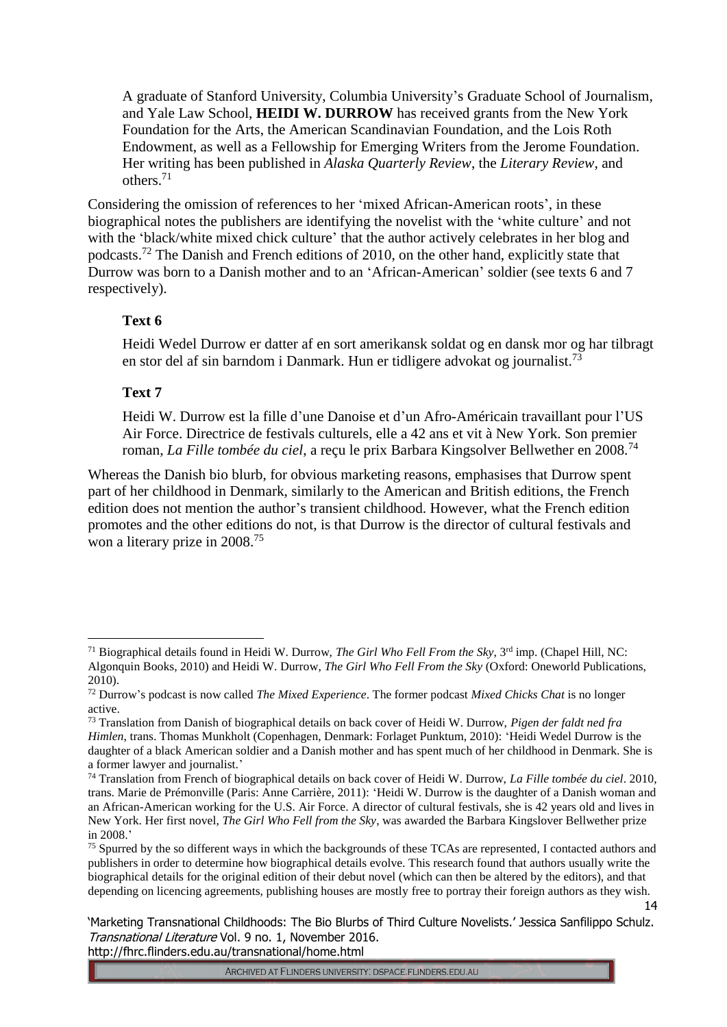> A graduate of Stanford University, Columbia University's Graduate School of Journalism, and Yale Law School, **HEIDI W. DURROW** has received grants from the New York Foundation for the Arts, the American Scandinavian Foundation, and the Lois Roth Endowment, as well as a Fellowship for Emerging Writers from the Jerome Foundation. Her writing has been published in *Alaska Quarterly Review*, the *Literary Review*, and others.[71]

Considering the omission of references to her 'mixed African-American roots', in these biographical notes the publishers are identifying the novelist with the 'white culture' and not with the 'black/white mixed chick culture' that the author actively celebrates in her blog and podcasts.[72] The Danish and French editions of 2010, on the other hand, explicitly state that Durrow was born to a Danish mother and to an 'African-American' soldier (see texts 6 and 7 respectively).

**Text 6**

> Heidi Wedel Durrow er datter af en sort amerikansk soldat og en dansk mor og har tilbragt en stor del af sin barndom i Danmark. Hun er tidligere advokat og journalist.[73]

**Text 7**

> Heidi W. Durrow est la fille d'une Danoise et d'un Afro-Américain travaillant pour l'US Air Force. Directrice de festivals culturels, elle a 42 ans et vit à New York. Son premier roman, *La Fille tombée du ciel*, a reçu le prix Barbara Kingsolver Bellwether en 2008.[74]

Whereas the Danish bio blurb, for obvious marketing reasons, emphasises that Durrow spent part of her childhood in Denmark, similarly to the American and British editions, the French edition does not mention the author's transient childhood. However, what the French edition promotes and the other editions do not, is that Durrow is the director of cultural festivals and won a literary prize in 2008.[75]

---

[71] Biographical details found in Heidi W. Durrow, *The Girl Who Fell From the Sky*, 3rd imp. (Chapel Hill, NC: Algonquin Books, 2010) and Heidi W. Durrow, *The Girl Who Fell From the Sky* (Oxford: Oneworld Publications, 2010).

[72] Durrow's podcast is now called *The Mixed Experience*. The former podcast *Mixed Chicks Chat* is no longer active.

[73] Translation from Danish of biographical details on back cover of Heidi W. Durrow, *Pigen der faldt ned fra Himlen*, trans. Thomas Munkholt (Copenhagen, Denmark: Forlaget Punktum, 2010): 'Heidi Wedel Durrow is the daughter of a black American soldier and a Danish mother and has spent much of her childhood in Denmark. She is a former lawyer and journalist.'

[74] Translation from French of biographical details on back cover of Heidi W. Durrow, *La Fille tombée du ciel*. 2010, trans. Marie de Prémonville (Paris: Anne Carrière, 2011): 'Heidi W. Durrow is the daughter of a Danish woman and an African-American working for the U.S. Air Force. A director of cultural festivals, she is 42 years old and lives in New York. Her first novel, *The Girl Who Fell from the Sky*, was awarded the Barbara Kingslover Bellwether prize in 2008.'

[75] Spurred by the so different ways in which the backgrounds of these TCAs are represented, I contacted authors and publishers in order to determine how biographical details evolve. This research found that authors usually write the biographical details for the original edition of their debut novel (which can then be altered by the editors), and that depending on licencing agreements, publishing houses are mostly free to portray their foreign authors as they wish.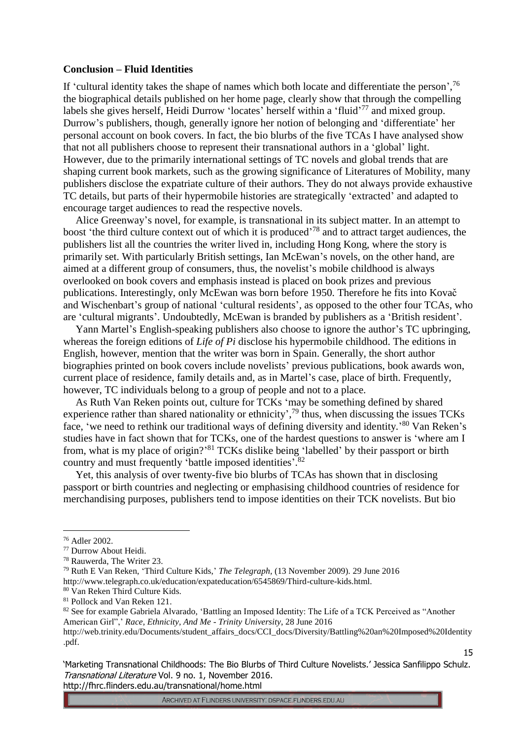**Conclusion – Fluid Identities**

If 'cultural identity takes the shape of names which both locate and differentiate the person',[76] the biographical details published on her home page, clearly show that through the compelling labels she gives herself, Heidi Durrow 'locates' herself within a 'fluid'[77] and mixed group. Durrow's publishers, though, generally ignore her notion of belonging and 'differentiate' her personal account on book covers. In fact, the bio blurbs of the five TCAs I have analysed show that not all publishers choose to represent their transnational authors in a 'global' light. However, due to the primarily international settings of TC novels and global trends that are shaping current book markets, such as the growing significance of Literatures of Mobility, many publishers disclose the expatriate culture of their authors. They do not always provide exhaustive TC details, but parts of their hypermobile histories are strategically 'extracted' and adapted to encourage target audiences to read the respective novels.

Alice Greenway's novel, for example, is transnational in its subject matter. In an attempt to boost 'the third culture context out of which it is produced'[78] and to attract target audiences, the publishers list all the countries the writer lived in, including Hong Kong, where the story is primarily set. With particularly British settings, Ian McEwan's novels, on the other hand, are aimed at a different group of consumers, thus, the novelist's mobile childhood is always overlooked on book covers and emphasis instead is placed on book prizes and previous publications. Interestingly, only McEwan was born before 1950. Therefore he fits into Kovač and Wischenbart's group of national 'cultural residents', as opposed to the other four TCAs, who are 'cultural migrants'. Undoubtedly, McEwan is branded by publishers as a 'British resident'.

Yann Martel's English-speaking publishers also choose to ignore the author's TC upbringing, whereas the foreign editions of *Life of Pi* disclose his hypermobile childhood. The editions in English, however, mention that the writer was born in Spain. Generally, the short author biographies printed on book covers include novelists' previous publications, book awards won, current place of residence, family details and, as in Martel's case, place of birth. Frequently, however, TC individuals belong to a group of people and not to a place.

As Ruth Van Reken points out, culture for TCKs 'may be something defined by shared experience rather than shared nationality or ethnicity',[79] thus, when discussing the issues TCKs face, 'we need to rethink our traditional ways of defining diversity and identity.'[80] Van Reken's studies have in fact shown that for TCKs, one of the hardest questions to answer is 'where am I from, what is my place of origin?'[81] TCKs dislike being 'labelled' by their passport or birth country and must frequently 'battle imposed identities'.[82]

Yet, this analysis of over twenty-five bio blurbs of TCAs has shown that in disclosing passport or birth countries and neglecting or emphasising childhood countries of residence for merchandising purposes, publishers tend to impose identities on their TCK novelists. But bio

---

[76] Adler 2002.

[77] Durrow About Heidi.

[78] Rauwerda, The Writer 23.

[79] Ruth E Van Reken, 'Third Culture Kids,' *The Telegraph*, (13 November 2009). 29 June 2016 http://www.telegraph.co.uk/education/expateducation/6545869/Third-culture-kids.html.

[80] Van Reken Third Culture Kids.

[81] Pollock and Van Reken 121.

[82] See for example Gabriela Alvarado, 'Battling an Imposed Identity: The Life of a TCK Perceived as "Another American Girl",' *Race, Ethnicity, And Me - Trinity University*, 28 June 2016 http://web.trinity.edu/Documents/student_affairs_docs/CCI_docs/Diversity/Battling%20an%20Imposed%20Identity.pdf.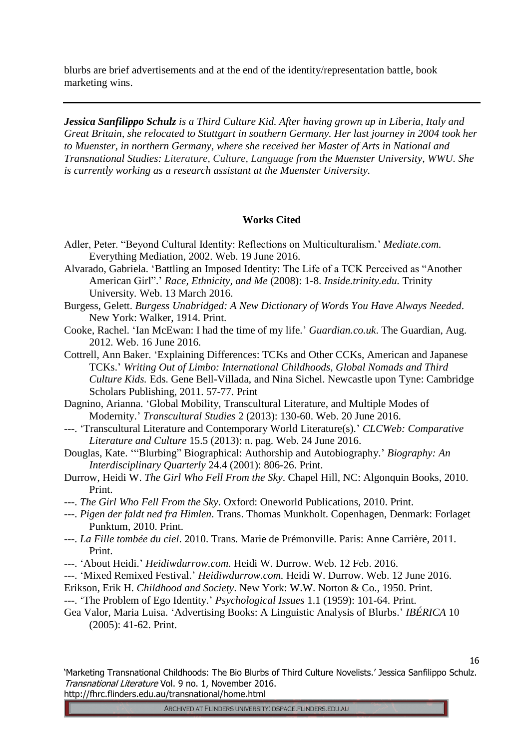blurbs are brief advertisements and at the end of the identity/representation battle, book marketing wins.

---

***Jessica Sanfilippo Schulz** is a Third Culture Kid. After having grown up in Liberia, Italy and Great Britain, she relocated to Stuttgart in southern Germany. Her last journey in 2004 took her to Muenster, in northern Germany, where she received her Master of Arts in National and Transnational Studies:* Literature, Culture, Language *from the Muenster University, WWU. She is currently working as a research assistant at the Muenster University.*

## Works Cited

Adler, Peter. "Beyond Cultural Identity: Reflections on Multiculturalism.' *Mediate.com.* Everything Mediation, 2002. Web. 19 June 2016.

Alvarado, Gabriela. 'Battling an Imposed Identity: The Life of a TCK Perceived as "Another American Girl".' *Race, Ethnicity, and Me* (2008): 1-8. *Inside.trinity.edu.* Trinity University. Web. 13 March 2016.

Burgess, Gelett. *Burgess Unabridged: A New Dictionary of Words You Have Always Needed*. New York: Walker, 1914. Print.

Cooke, Rachel. 'Ian McEwan: I had the time of my life.' *Guardian.co.uk*. The Guardian, Aug. 2012. Web. 16 June 2016.

Cottrell, Ann Baker. 'Explaining Differences: TCKs and Other CCKs, American and Japanese TCKs.' *Writing Out of Limbo: International Childhoods, Global Nomads and Third Culture Kids.* Eds. Gene Bell-Villada, and Nina Sichel. Newcastle upon Tyne: Cambridge Scholars Publishing, 2011. 57-77. Print

Dagnino, Arianna. 'Global Mobility, Transcultural Literature, and Multiple Modes of Modernity.' *Transcultural Studies* 2 (2013): 130-60. Web. 20 June 2016.

---. 'Transcultural Literature and Contemporary World Literature(s).' *CLCWeb: Comparative Literature and Culture* 15.5 (2013): n. pag. Web. 24 June 2016.

Douglas, Kate. '"Blurbing" Biographical: Authorship and Autobiography.' *Biography: An Interdisciplinary Quarterly* 24.4 (2001): 806-26. Print.

Durrow, Heidi W. *The Girl Who Fell From the Sky*. Chapel Hill, NC: Algonquin Books, 2010. Print.

---. *The Girl Who Fell From the Sky*. Oxford: Oneworld Publications, 2010. Print.

---. *Pigen der faldt ned fra Himlen*. Trans. Thomas Munkholt. Copenhagen, Denmark: Forlaget Punktum, 2010. Print.

---. *La Fille tombée du ciel*. 2010. Trans. Marie de Prémonville. Paris: Anne Carrière, 2011. Print.

---. 'About Heidi.' *Heidiwdurrow.com.* Heidi W. Durrow. Web. 12 Feb. 2016.

---. 'Mixed Remixed Festival.' *Heidiwdurrow.com.* Heidi W. Durrow. Web. 12 June 2016.

Erikson, Erik H. *Childhood and Society*. New York: W.W. Norton & Co., 1950. Print.

---. 'The Problem of Ego Identity.' *Psychological Issues* 1.1 (1959): 101-64. Print.

Gea Valor, Maria Luisa. 'Advertising Books: A Linguistic Analysis of Blurbs.' *IBÉRICA* 10 (2005): 41-62. Print.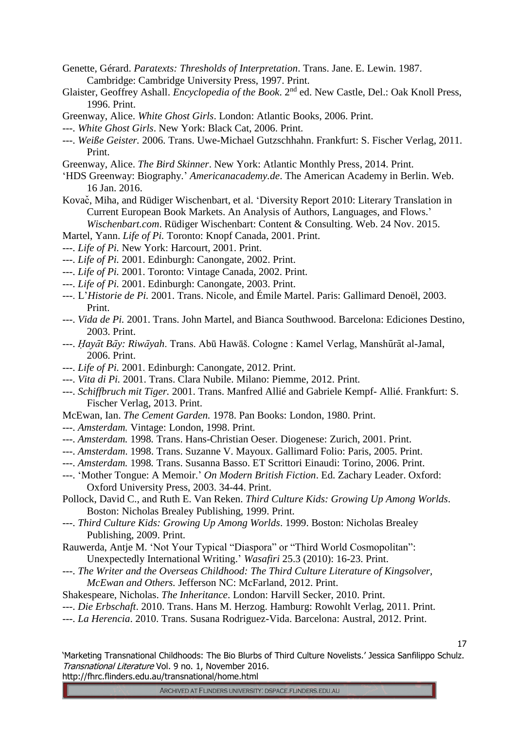Genette, Gérard. *Paratexts: Thresholds of Interpretation*. Trans. Jane. E. Lewin. 1987. Cambridge: Cambridge University Press, 1997. Print.

Glaister, Geoffrey Ashall. *Encyclopedia of the Book*. 2nd ed. New Castle, Del.: Oak Knoll Press, 1996. Print.

Greenway, Alice. *White Ghost Girls*. London: Atlantic Books, 2006. Print.

---. *White Ghost Girls*. New York: Black Cat, 2006. Print.

---. *Weiße Geister.* 2006. Trans. Uwe-Michael Gutzschhahn. Frankfurt: S. Fischer Verlag, 2011. Print.

Greenway, Alice. *The Bird Skinner*. New York: Atlantic Monthly Press, 2014. Print.

'HDS Greenway: Biography.' *Americanacademy.de*. The American Academy in Berlin. Web. 16 Jan. 2016.

Kovač, Miha, and Rüdiger Wischenbart, et al. 'Diversity Report 2010: Literary Translation in Current European Book Markets. An Analysis of Authors, Languages, and Flows.' *Wischenbart.com*. Rüdiger Wischenbart: Content & Consulting. Web. 24 Nov. 2015.

Martel, Yann. *Life of Pi.* Toronto: Knopf Canada, 2001. Print.

---. *Life of Pi.* New York: Harcourt, 2001. Print.

---. *Life of Pi.* 2001. Edinburgh: Canongate, 2002. Print.

---. *Life of Pi.* 2001. Toronto: Vintage Canada, 2002. Print.

---. *Life of Pi.* 2001. Edinburgh: Canongate, 2003. Print.

---. L'*Historie de Pi.* 2001. Trans. Nicole, and Émile Martel. Paris: Gallimard Denoël, 2003. Print.

---. *Vida de Pi.* 2001. Trans. John Martel, and Bianca Southwood. Barcelona: Ediciones Destino, 2003. Print.

---. *Ḥayāt Bāy: Riwāyah*. Trans. Abū Hawāš. Cologne : Kamel Verlag, Manshūrāt al-Jamal, 2006. Print.

---. *Life of Pi.* 2001. Edinburgh: Canongate, 2012. Print.

---. *Vita di Pi.* 2001. Trans. Clara Nubile. Milano: Piemme, 2012. Print.

---. *Schiffbruch mit Tiger.* 2001. Trans. Manfred Allié and Gabriele Kempf- Allié. Frankfurt: S. Fischer Verlag, 2013. Print.

McEwan, Ian. *The Cement Garden.* 1978. Pan Books: London, 1980. Print.

---. *Amsterdam.* Vintage: London, 1998. Print.

---. *Amsterdam.* 1998. Trans. Hans-Christian Oeser. Diogenese: Zurich, 2001. Print.

---. *Amsterdam*. 1998. Trans. Suzanne V. Mayoux. Gallimard Folio: Paris, 2005. Print.

---. *Amsterdam.* 1998. Trans. Susanna Basso. ET Scrittori Einaudi: Torino, 2006. Print.

---. 'Mother Tongue: A Memoir.' *On Modern British Fiction*. Ed. Zachary Leader. Oxford: Oxford University Press, 2003. 34-44. Print.

Pollock, David C., and Ruth E. Van Reken. *Third Culture Kids: Growing Up Among Worlds*. Boston: Nicholas Brealey Publishing, 1999. Print.

---. *Third Culture Kids: Growing Up Among Worlds*. 1999. Boston: Nicholas Brealey Publishing, 2009. Print.

Rauwerda, Antje M. 'Not Your Typical "Diaspora" or "Third World Cosmopolitan": Unexpectedly International Writing.' *Wasafiri* 25.3 (2010): 16-23. Print.

---. *The Writer and the Overseas Childhood: The Third Culture Literature of Kingsolver, McEwan and Others.* Jefferson NC: McFarland, 2012. Print.

Shakespeare, Nicholas. *The Inheritance*. London: Harvill Secker, 2010. Print.

---. *Die Erbschaft*. 2010. Trans. Hans M. Herzog. Hamburg: Rowohlt Verlag, 2011. Print.

---. *La Herencia*. 2010. Trans. Susana Rodriguez-Vida. Barcelona: Austral, 2012. Print.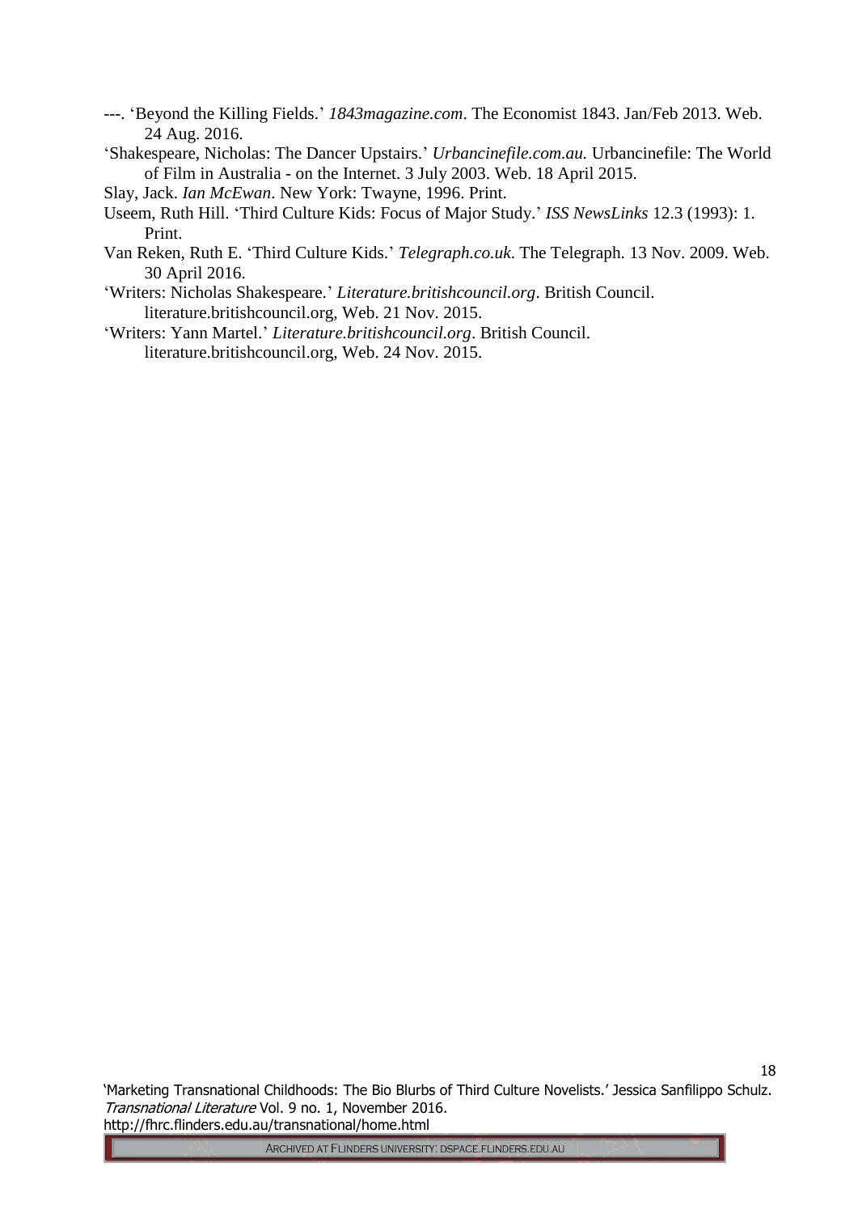---. 'Beyond the Killing Fields.' *1843magazine.com*. The Economist 1843. Jan/Feb 2013. Web. 24 Aug. 2016.

'Shakespeare, Nicholas: The Dancer Upstairs.' *Urbancinefile.com.au*. Urbancinefile: The World of Film in Australia - on the Internet. 3 July 2003. Web. 18 April 2015.

Slay, Jack. *Ian McEwan*. New York: Twayne, 1996. Print.

Useem, Ruth Hill. 'Third Culture Kids: Focus of Major Study.' *ISS NewsLinks* 12.3 (1993): 1. Print.

Van Reken, Ruth E. 'Third Culture Kids.' *Telegraph.co.uk*. The Telegraph. 13 Nov. 2009. Web. 30 April 2016.

'Writers: Nicholas Shakespeare.' *Literature.britishcouncil.org*. British Council. literature.britishcouncil.org, Web. 21 Nov. 2015.

'Writers: Yann Martel.' *Literature.britishcouncil.org*. British Council. literature.britishcouncil.org, Web. 24 Nov. 2015.